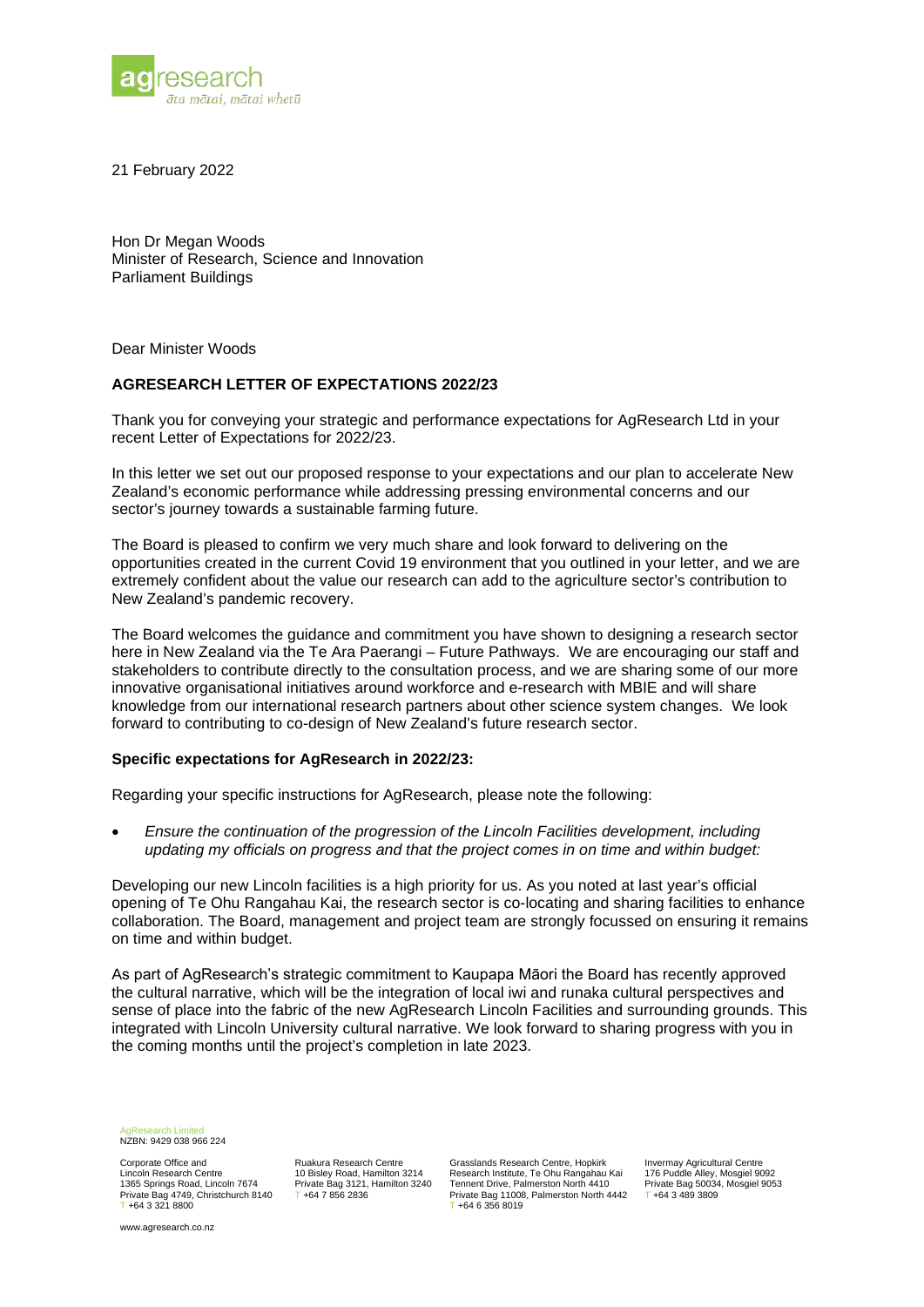agresearch
ātā mātai, mātai whetū

21 February 2022

Hon Dr Megan Woods
Minister of Research, Science and Innovation
Parliament Buildings

Dear Minister Woods

**AGRESEARCH LETTER OF EXPECTATIONS 2022/23**

Thank you for conveying your strategic and performance expectations for AgResearch Ltd in your recent Letter of Expectations for 2022/23.

In this letter we set out our proposed response to your expectations and our plan to accelerate New Zealand's economic performance while addressing pressing environmental concerns and our sector's journey towards a sustainable farming future.

The Board is pleased to confirm we very much share and look forward to delivering on the opportunities created in the current Covid 19 environment that you outlined in your letter, and we are extremely confident about the value our research can add to the agriculture sector's contribution to New Zealand's pandemic recovery.

The Board welcomes the guidance and commitment you have shown to designing a research sector here in New Zealand via the Te Ara Paerangi – Future Pathways. We are encouraging our staff and stakeholders to contribute directly to the consultation process, and we are sharing some of our more innovative organisational initiatives around workforce and e-research with MBIE and will share knowledge from our international research partners about other science system changes. We look forward to contributing to co-design of New Zealand's future research sector.

**Specific expectations for AgResearch in 2022/23:**

Regarding your specific instructions for AgResearch, please note the following:

- *Ensure the continuation of the progression of the Lincoln Facilities development, including updating my officials on progress and that the project comes in on time and within budget:*

Developing our new Lincoln facilities is a high priority for us. As you noted at last year's official opening of Te Ohu Rangahau Kai, the research sector is co-locating and sharing facilities to enhance collaboration. The Board, management and project team are strongly focussed on ensuring it remains on time and within budget.

As part of AgResearch's strategic commitment to Kaupapa Māori the Board has recently approved the cultural narrative, which will be the integration of local iwi and runaka cultural perspectives and sense of place into the fabric of the new AgResearch Lincoln Facilities and surrounding grounds. This integrated with Lincoln University cultural narrative. We look forward to sharing progress with you in the coming months until the project's completion in late 2023.

AgResearch Limited
NZBN: 9429 038 966 224

Corporate Office and Lincoln Research Centre
1365 Springs Road, Lincoln 7674
Private Bag 4749, Christchurch 8140
T +64 3 321 8800

Ruakura Research Centre
10 Bisley Road, Hamilton 3214
Private Bag 3121, Hamilton 3240
T +64 7 856 2836

Grasslands Research Centre, Hopkirk Research Institute, Te Ohu Rangahau Kai
Tennent Drive, Palmerston North 4410
Private Bag 11008, Palmerston North 4442
T +64 6 356 8019

Invermay Agricultural Centre
176 Puddle Alley, Mosgiel 9092
Private Bag 50034, Mosgiel 9053
T +64 3 489 3809

www.agresearch.co.nz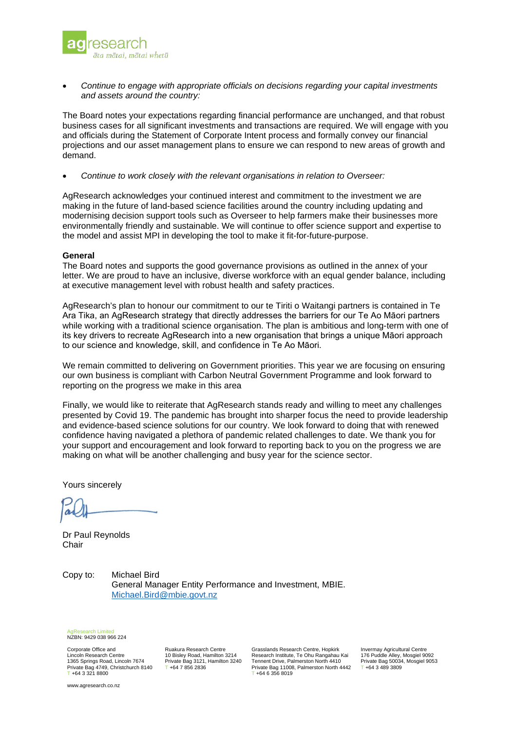- *Continue to engage with appropriate officials on decisions regarding your capital investments and assets around the country:*

The Board notes your expectations regarding financial performance are unchanged, and that robust business cases for all significant investments and transactions are required. We will engage with you and officials during the Statement of Corporate Intent process and formally convey our financial projections and our asset management plans to ensure we can respond to new areas of growth and demand.

- *Continue to work closely with the relevant organisations in relation to Overseer:*

AgResearch acknowledges your continued interest and commitment to the investment we are making in the future of land-based science facilities around the country including updating and modernising decision support tools such as Overseer to help farmers make their businesses more environmentally friendly and sustainable. We will continue to offer science support and expertise to the model and assist MPI in developing the tool to make it fit-for-future-purpose.

**General**

The Board notes and supports the good governance provisions as outlined in the annex of your letter. We are proud to have an inclusive, diverse workforce with an equal gender balance, including at executive management level with robust health and safety practices.

AgResearch's plan to honour our commitment to our te Tiriti o Waitangi partners is contained in Te Ara Tika, an AgResearch strategy that directly addresses the barriers for our Te Ao Māori partners while working with a traditional science organisation. The plan is ambitious and long-term with one of its key drivers to recreate AgResearch into a new organisation that brings a unique Māori approach to our science and knowledge, skill, and confidence in Te Ao Māori.

We remain committed to delivering on Government priorities. This year we are focusing on ensuring our own business is compliant with Carbon Neutral Government Programme and look forward to reporting on the progress we make in this area

Finally, we would like to reiterate that AgResearch stands ready and willing to meet any challenges presented by Covid 19. The pandemic has brought into sharper focus the need to provide leadership and evidence-based science solutions for our country. We look forward to doing that with renewed confidence having navigated a plethora of pandemic related challenges to date. We thank you for your support and encouragement and look forward to reporting back to you on the progress we are making on what will be another challenging and busy year for the science sector.

Yours sincerely

Dr Paul Reynolds
Chair

Copy to: Michael Bird
General Manager Entity Performance and Investment, MBIE.
Michael.Bird@mbie.govt.nz

AgResearch Limited
NZBN: 9429 038 966 224

Corporate Office and Lincoln Research Centre
1365 Springs Road, Lincoln 7674
Private Bag 4749, Christchurch 8140
T +64 3 321 8800

Ruakura Research Centre
10 Bisley Road, Hamilton 3214
Private Bag 3121, Hamilton 3240
T +64 7 856 2836

Grasslands Research Centre, Hopkirk Research Institute, Te Ohu Rangahau Kai
Tennent Drive, Palmerston North 4410
Private Bag 11008, Palmerston North 4442
T +64 6 356 8019

Invermay Agricultural Centre
176 Puddle Alley, Mosgiel 9092
Private Bag 50034, Mosgiel 9053
T +64 3 489 3809

www.agresearch.co.nz